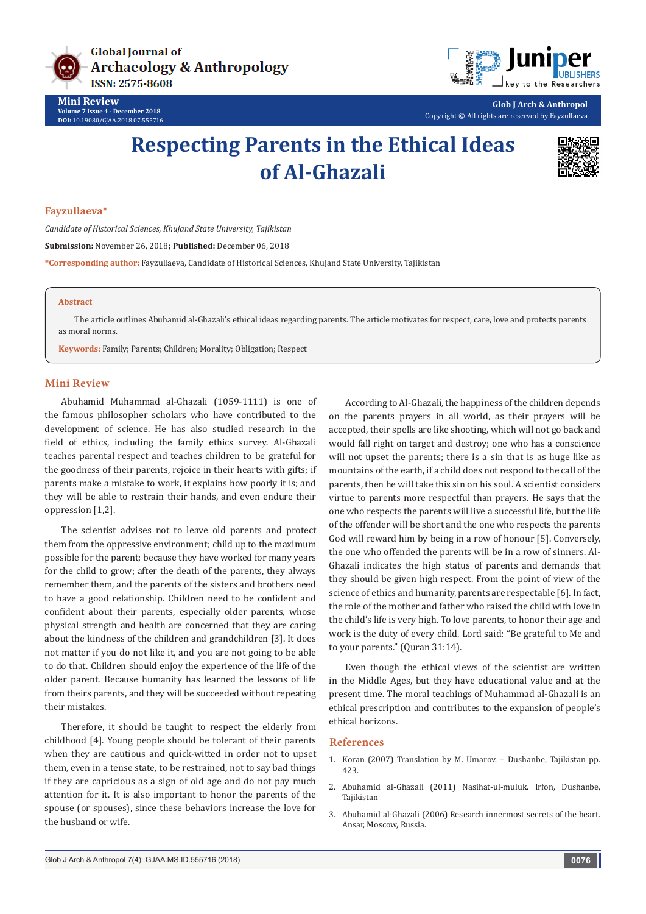# Respecting Parents in the Ethical Ideas of Al-Ghazali

**Fayzullaeva***

*Candidate of Historical Sciences, Khujand State University, Tajikistan*

**Submission:** November 26, 2018; **Published:** December 06, 2018

***Corresponding author:** Fayzullaeva, Candidate of Historical Sciences, Khujand State University, Tajikistan

**Abstract**

The article outlines Abuhamid al-Ghazali's ethical ideas regarding parents. The article motivates for respect, care, love and protects parents as moral norms.

**Keywords:** Family; Parents; Children; Morality; Obligation; Respect

## Mini Review

Abuhamid Muhammad al-Ghazali (1059-1111) is one of the famous philosopher scholars who have contributed to the development of science. He has also studied research in the field of ethics, including the family ethics survey. Al-Ghazali teaches parental respect and teaches children to be grateful for the goodness of their parents, rejoice in their hearts with gifts; if parents make a mistake to work, it explains how poorly it is; and they will be able to restrain their hands, and even endure their oppression [1,2].

The scientist advises not to leave old parents and protect them from the oppressive environment; child up to the maximum possible for the parent; because they have worked for many years for the child to grow; after the death of the parents, they always remember them, and the parents of the sisters and brothers need to have a good relationship. Children need to be confident and confident about their parents, especially older parents, whose physical strength and health are concerned that they are caring about the kindness of the children and grandchildren [3]. It does not matter if you do not like it, and you are not going to be able to do that. Children should enjoy the experience of the life of the older parent. Because humanity has learned the lessons of life from theirs parents, and they will be succeeded without repeating their mistakes.

Therefore, it should be taught to respect the elderly from childhood [4]. Young people should be tolerant of their parents when they are cautious and quick-witted in order not to upset them, even in a tense state, to be restrained, not to say bad things if they are capricious as a sign of old age and do not pay much attention for it. It is also important to honor the parents of the spouse (or spouses), since these behaviors increase the love for the husband or wife.

According to Al-Ghazali, the happiness of the children depends on the parents prayers in all world, as their prayers will be accepted, their spells are like shooting, which will not go back and would fall right on target and destroy; one who has a conscience will not upset the parents; there is a sin that is as huge like as mountains of the earth, if a child does not respond to the call of the parents, then he will take this sin on his soul. A scientist considers virtue to parents more respectful than prayers. He says that the one who respects the parents will live a successful life, but the life of the offender will be short and the one who respects the parents God will reward him by being in a row of honour [5]. Conversely, the one who offended the parents will be in a row of sinners. Al-Ghazali indicates the high status of parents and demands that they should be given high respect. From the point of view of the science of ethics and humanity, parents are respectable [6]. In fact, the role of the mother and father who raised the child with love in the child's life is very high. To love parents, to honor their age and work is the duty of every child. Lord said: "Be grateful to Me and to your parents." (Quran 31:14).

Even though the ethical views of the scientist are written in the Middle Ages, but they have educational value and at the present time. The moral teachings of Muhammad al-Ghazali is an ethical prescription and contributes to the expansion of people's ethical horizons.

## References

1. Koran (2007) Translation by M. Umarov. – Dushanbe, Tajikistan pp. 423.
2. Abuhamid al-Ghazali (2011) Nasihat-ul-muluk. Irfon, Dushanbe, Tajikistan
3. Abuhamid al-Ghazali (2006) Research innermost secrets of the heart. Ansar, Moscow, Russia.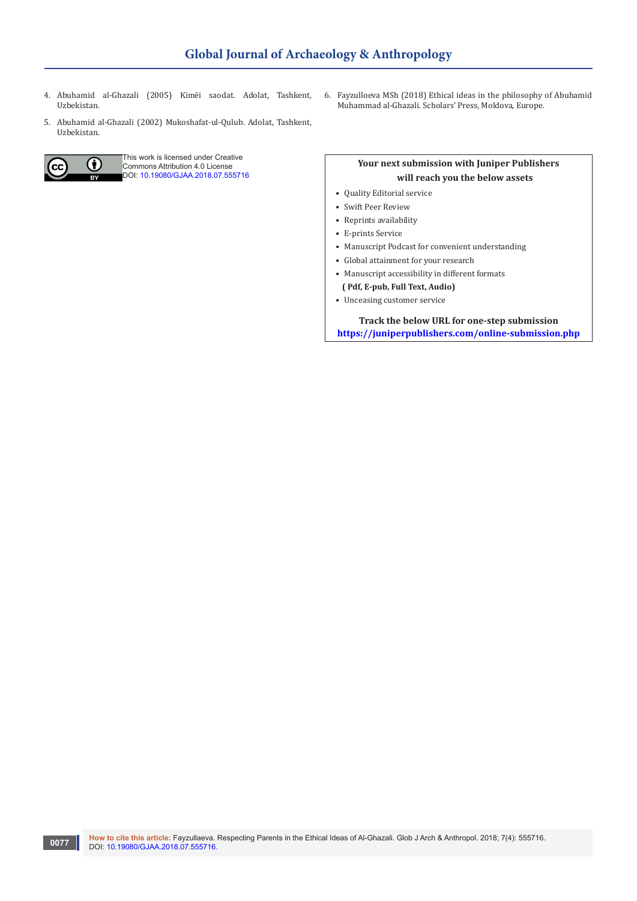4. Abuhamid al-Ghazali (2005) Kimëi saodat. Adolat, Tashkent, Uzbekistan.

5. Abuhamid al-Ghazali (2002) Mukoshafat-ul-Qulub. Adolat, Tashkent, Uzbekistan.

6. Fayzulloeva MSh (2018) Ethical ideas in the philosophy of Abuhamid Muhammad al-Ghazali. Scholars' Press, Moldova, Europe.

This work is licensed under Creative Commons Attribution 4.0 License
DOI: 10.19080/GJAA.2018.07.555716

**Your next submission with Juniper Publishers will reach you the below assets**

- Quality Editorial service
- Swift Peer Review
- Reprints availability
- E-prints Service
- Manuscript Podcast for convenient understanding
- Global attainment for your research
- Manuscript accessibility in different formats
  **( Pdf, E-pub, Full Text, Audio)**
- Unceasing customer service

**Track the below URL for one-step submission**
**https://juniperpublishers.com/online-submission.php**

**How to cite this article:** Fayzullaeva. Respecting Parents in the Ethical Ideas of Al-Ghazali. Glob J Arch & Anthropol. 2018; 7(4): 555716. DOI: 10.19080/GJAA.2018.07.555716.